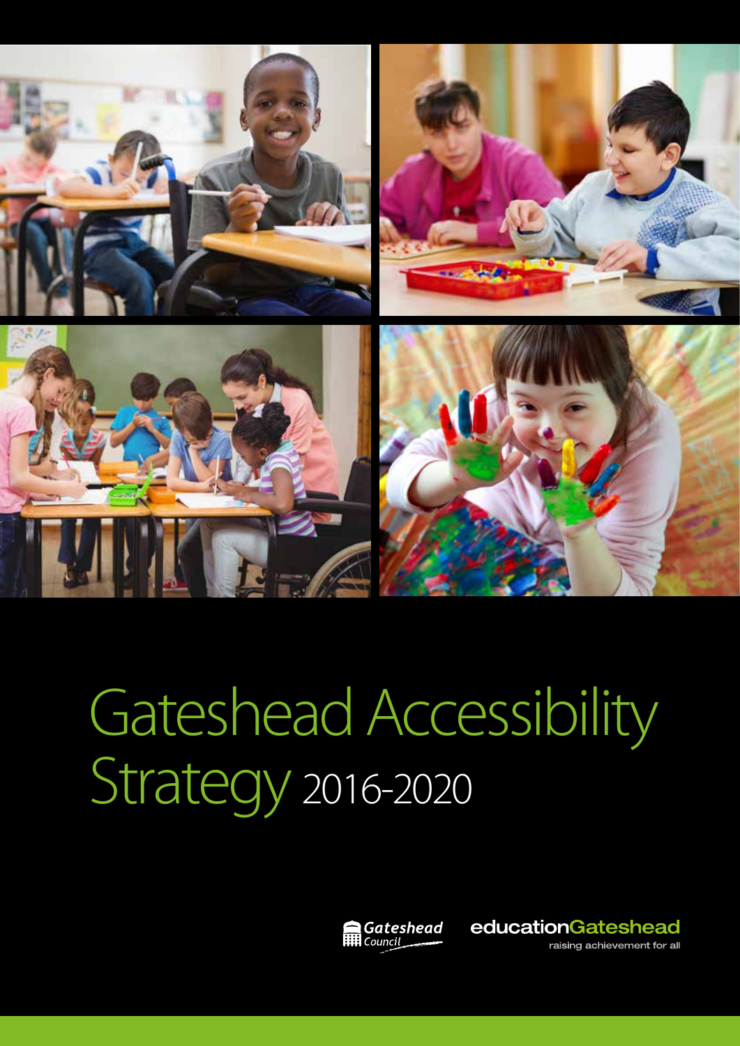# Gateshead Accessibility Strategy 2016-2020

Gateshead Council

educationGateshead

raising achievement for all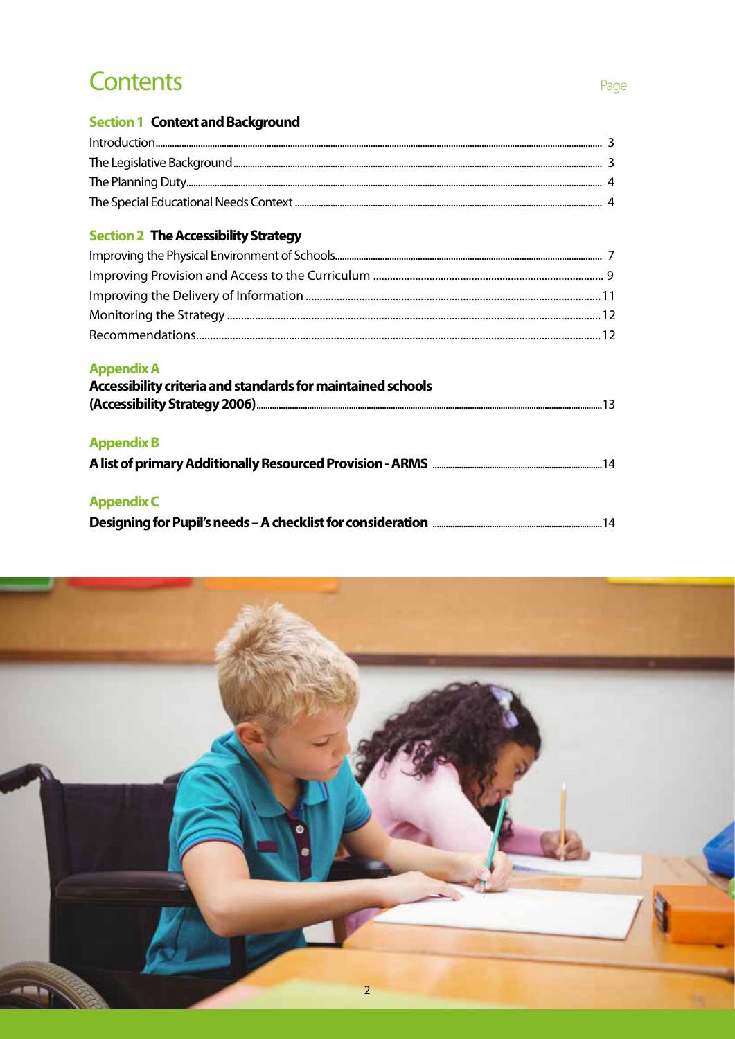# Contents

Page

**Section 1 Context and Background**

Introduction ........................................ 3
The Legislative Background ........................................ 3
The Planning Duty ........................................ 4
The Special Educational Needs Context ........................................ 4

**Section 2 The Accessibility Strategy**

Improving the Physical Environment of Schools ........................................ 7
Improving Provision and Access to the Curriculum ........................................ 9
Improving the Delivery of Information ........................................ 11
Monitoring the Strategy ........................................ 12
Recommendations ........................................ 12

**Appendix A**

**Accessibility criteria and standards for maintained schools (Accessibility Strategy 2006)** ........................................ 13

**Appendix B**

**A list of primary Additionally Resourced Provision - ARMS** ........................................ 14

**Appendix C**

**Designing for Pupil's needs – A checklist for consideration** ........................................ 14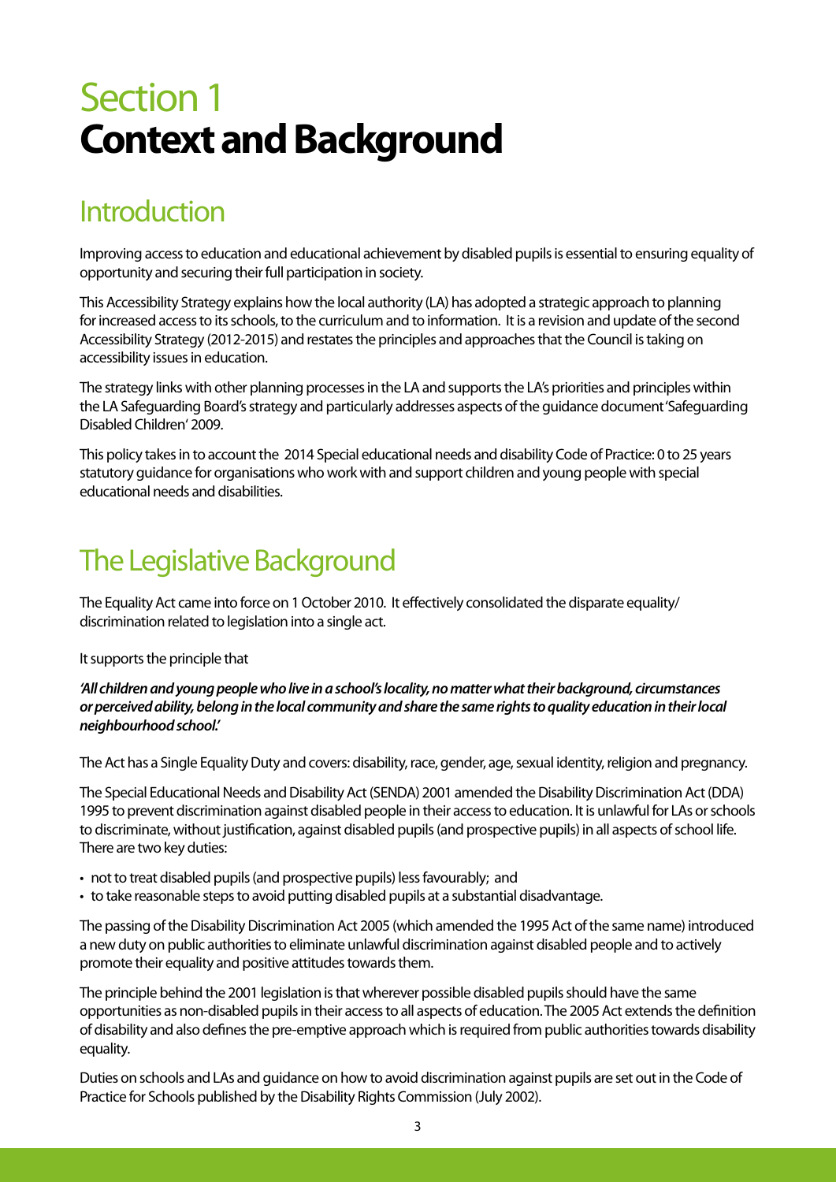# Section 1
# **Context and Background**

## Introduction

Improving access to education and educational achievement by disabled pupils is essential to ensuring equality of opportunity and securing their full participation in society.

This Accessibility Strategy explains how the local authority (LA) has adopted a strategic approach to planning for increased access to its schools, to the curriculum and to information. It is a revision and update of the second Accessibility Strategy (2012-2015) and restates the principles and approaches that the Council is taking on accessibility issues in education.

The strategy links with other planning processes in the LA and supports the LA's priorities and principles within the LA Safeguarding Board's strategy and particularly addresses aspects of the guidance document 'Safeguarding Disabled Children' 2009.

This policy takes in to account the 2014 Special educational needs and disability Code of Practice: 0 to 25 years statutory guidance for organisations who work with and support children and young people with special educational needs and disabilities.

## The Legislative Background

The Equality Act came into force on 1 October 2010. It effectively consolidated the disparate equality/ discrimination related to legislation into a single act.

It supports the principle that

***'All children and young people who live in a school's locality, no matter what their background, circumstances or perceived ability, belong in the local community and share the same rights to quality education in their local neighbourhood school.'***

The Act has a Single Equality Duty and covers: disability, race, gender, age, sexual identity, religion and pregnancy.

The Special Educational Needs and Disability Act (SENDA) 2001 amended the Disability Discrimination Act (DDA) 1995 to prevent discrimination against disabled people in their access to education. It is unlawful for LAs or schools to discriminate, without justification, against disabled pupils (and prospective pupils) in all aspects of school life. There are two key duties:

- not to treat disabled pupils (and prospective pupils) less favourably; and
- to take reasonable steps to avoid putting disabled pupils at a substantial disadvantage.

The passing of the Disability Discrimination Act 2005 (which amended the 1995 Act of the same name) introduced a new duty on public authorities to eliminate unlawful discrimination against disabled people and to actively promote their equality and positive attitudes towards them.

The principle behind the 2001 legislation is that wherever possible disabled pupils should have the same opportunities as non-disabled pupils in their access to all aspects of education. The 2005 Act extends the definition of disability and also defines the pre-emptive approach which is required from public authorities towards disability equality.

Duties on schools and LAs and guidance on how to avoid discrimination against pupils are set out in the Code of Practice for Schools published by the Disability Rights Commission (July 2002).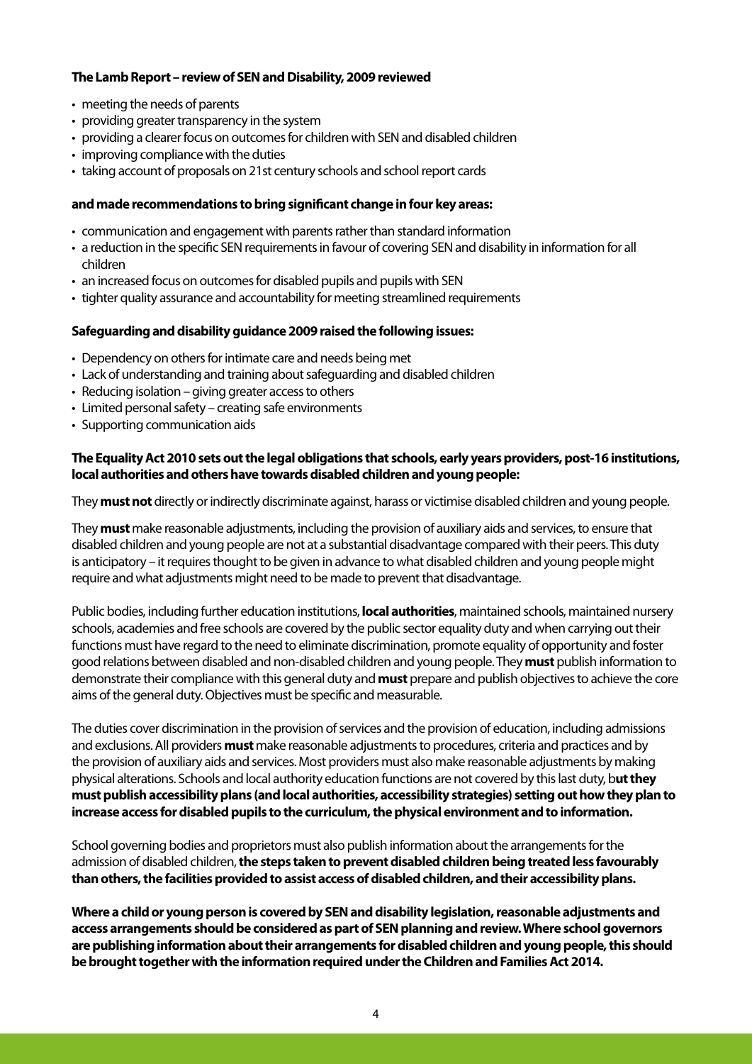**The Lamb Report – review of SEN and Disability, 2009 reviewed**

- meeting the needs of parents
- providing greater transparency in the system
- providing a clearer focus on outcomes for children with SEN and disabled children
- improving compliance with the duties
- taking account of proposals on 21st century schools and school report cards

**and made recommendations to bring significant change in four key areas:**

- communication and engagement with parents rather than standard information
- a reduction in the specific SEN requirements in favour of covering SEN and disability in information for all children
- an increased focus on outcomes for disabled pupils and pupils with SEN
- tighter quality assurance and accountability for meeting streamlined requirements

**Safeguarding and disability guidance 2009 raised the following issues:**

- Dependency on others for intimate care and needs being met
- Lack of understanding and training about safeguarding and disabled children
- Reducing isolation – giving greater access to others
- Limited personal safety – creating safe environments
- Supporting communication aids

**The Equality Act 2010 sets out the legal obligations that schools, early years providers, post-16 institutions, local authorities and others have towards disabled children and young people:**

They **must not** directly or indirectly discriminate against, harass or victimise disabled children and young people.

They **must** make reasonable adjustments, including the provision of auxiliary aids and services, to ensure that disabled children and young people are not at a substantial disadvantage compared with their peers. This duty is anticipatory – it requires thought to be given in advance to what disabled children and young people might require and what adjustments might need to be made to prevent that disadvantage.

Public bodies, including further education institutions, **local authorities**, maintained schools, maintained nursery schools, academies and free schools are covered by the public sector equality duty and when carrying out their functions must have regard to the need to eliminate discrimination, promote equality of opportunity and foster good relations between disabled and non-disabled children and young people. They **must** publish information to demonstrate their compliance with this general duty and **must** prepare and publish objectives to achieve the core aims of the general duty. Objectives must be specific and measurable.

The duties cover discrimination in the provision of services and the provision of education, including admissions and exclusions. All providers **must** make reasonable adjustments to procedures, criteria and practices and by the provision of auxiliary aids and services. Most providers must also make reasonable adjustments by making physical alterations. Schools and local authority education functions are not covered by this last duty, b**ut they must publish accessibility plans (and local authorities, accessibility strategies) setting out how they plan to increase access for disabled pupils to the curriculum, the physical environment and to information.**

School governing bodies and proprietors must also publish information about the arrangements for the admission of disabled children, **the steps taken to prevent disabled children being treated less favourably than others, the facilities provided to assist access of disabled children, and their accessibility plans.**

**Where a child or young person is covered by SEN and disability legislation, reasonable adjustments and access arrangements should be considered as part of SEN planning and review. Where school governors are publishing information about their arrangements for disabled children and young people, this should be brought together with the information required under the Children and Families Act 2014.**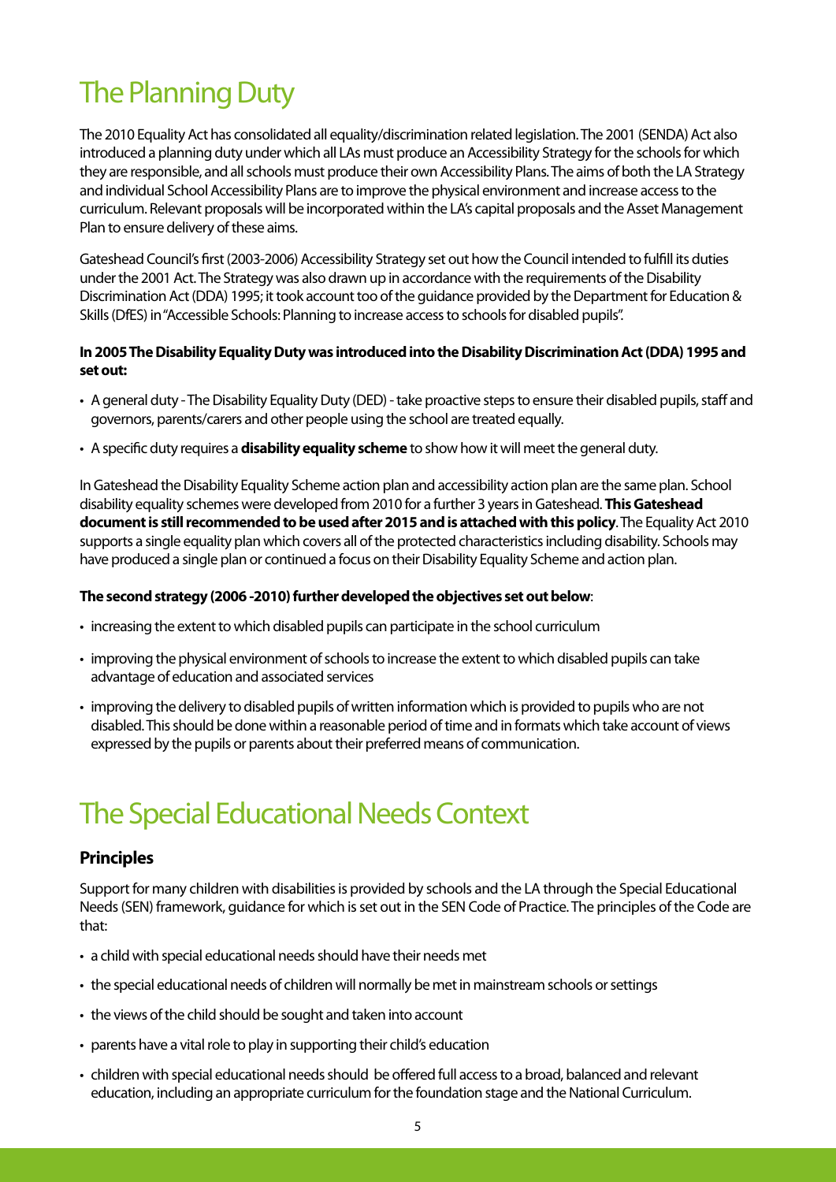# The Planning Duty

The 2010 Equality Act has consolidated all equality/discrimination related legislation. The 2001 (SENDA) Act also introduced a planning duty under which all LAs must produce an Accessibility Strategy for the schools for which they are responsible, and all schools must produce their own Accessibility Plans. The aims of both the LA Strategy and individual School Accessibility Plans are to improve the physical environment and increase access to the curriculum. Relevant proposals will be incorporated within the LA's capital proposals and the Asset Management Plan to ensure delivery of these aims.

Gateshead Council's first (2003-2006) Accessibility Strategy set out how the Council intended to fulfill its duties under the 2001 Act. The Strategy was also drawn up in accordance with the requirements of the Disability Discrimination Act (DDA) 1995; it took account too of the guidance provided by the Department for Education & Skills (DfES) in "Accessible Schools: Planning to increase access to schools for disabled pupils".

**In 2005 The Disability Equality Duty was introduced into the Disability Discrimination Act (DDA) 1995 and set out:**

- A general duty - The Disability Equality Duty (DED) - take proactive steps to ensure their disabled pupils, staff and governors, parents/carers and other people using the school are treated equally.
- A specific duty requires a **disability equality scheme** to show how it will meet the general duty.

In Gateshead the Disability Equality Scheme action plan and accessibility action plan are the same plan. School disability equality schemes were developed from 2010 for a further 3 years in Gateshead. **This Gateshead document is still recommended to be used after 2015 and is attached with this policy**. The Equality Act 2010 supports a single equality plan which covers all of the protected characteristics including disability. Schools may have produced a single plan or continued a focus on their Disability Equality Scheme and action plan.

**The second strategy (2006 -2010) further developed the objectives set out below**:

- increasing the extent to which disabled pupils can participate in the school curriculum
- improving the physical environment of schools to increase the extent to which disabled pupils can take advantage of education and associated services
- improving the delivery to disabled pupils of written information which is provided to pupils who are not disabled. This should be done within a reasonable period of time and in formats which take account of views expressed by the pupils or parents about their preferred means of communication.

# The Special Educational Needs Context

## Principles

Support for many children with disabilities is provided by schools and the LA through the Special Educational Needs (SEN) framework, guidance for which is set out in the SEN Code of Practice. The principles of the Code are that:

- a child with special educational needs should have their needs met
- the special educational needs of children will normally be met in mainstream schools or settings
- the views of the child should be sought and taken into account
- parents have a vital role to play in supporting their child's education
- children with special educational needs should be offered full access to a broad, balanced and relevant education, including an appropriate curriculum for the foundation stage and the National Curriculum.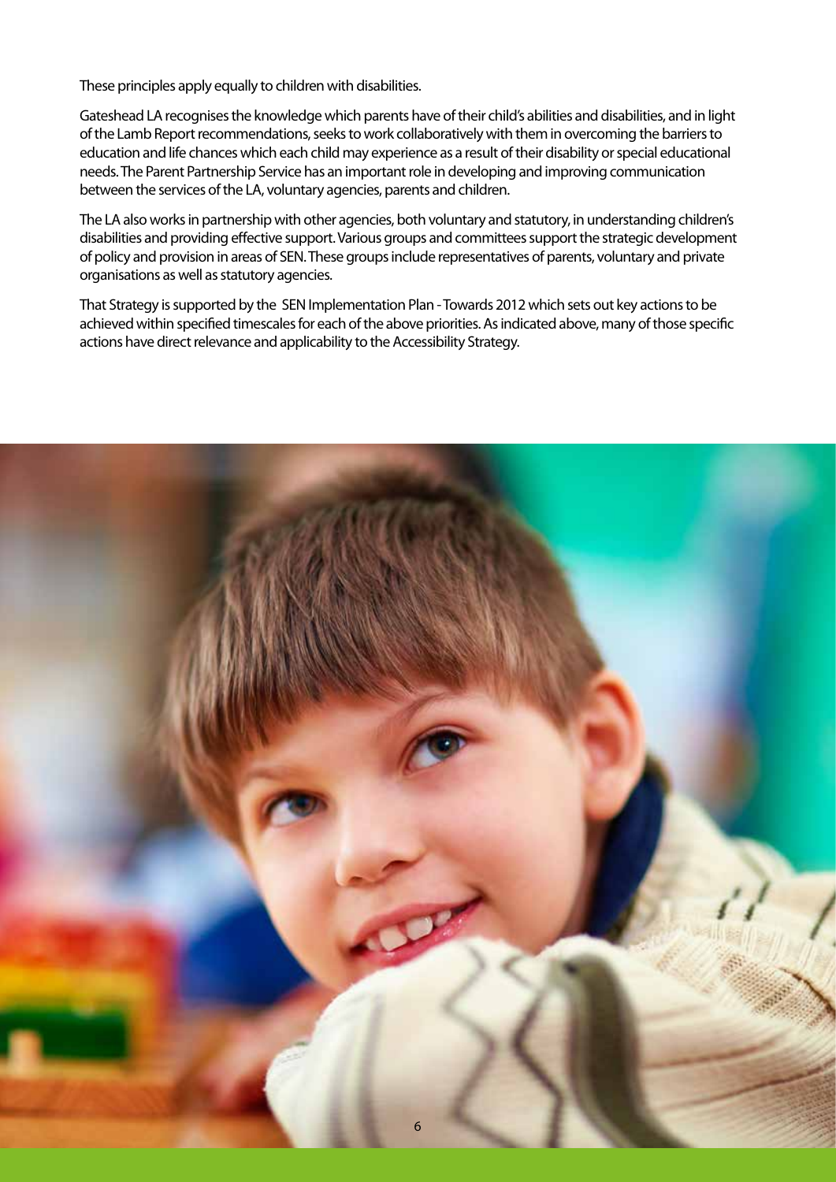These principles apply equally to children with disabilities.

Gateshead LA recognises the knowledge which parents have of their child's abilities and disabilities, and in light of the Lamb Report recommendations, seeks to work collaboratively with them in overcoming the barriers to education and life chances which each child may experience as a result of their disability or special educational needs. The Parent Partnership Service has an important role in developing and improving communication between the services of the LA, voluntary agencies, parents and children.

The LA also works in partnership with other agencies, both voluntary and statutory, in understanding children's disabilities and providing effective support. Various groups and committees support the strategic development of policy and provision in areas of SEN. These groups include representatives of parents, voluntary and private organisations as well as statutory agencies.

That Strategy is supported by the SEN Implementation Plan - Towards 2012 which sets out key actions to be achieved within specified timescales for each of the above priorities. As indicated above, many of those specific actions have direct relevance and applicability to the Accessibility Strategy.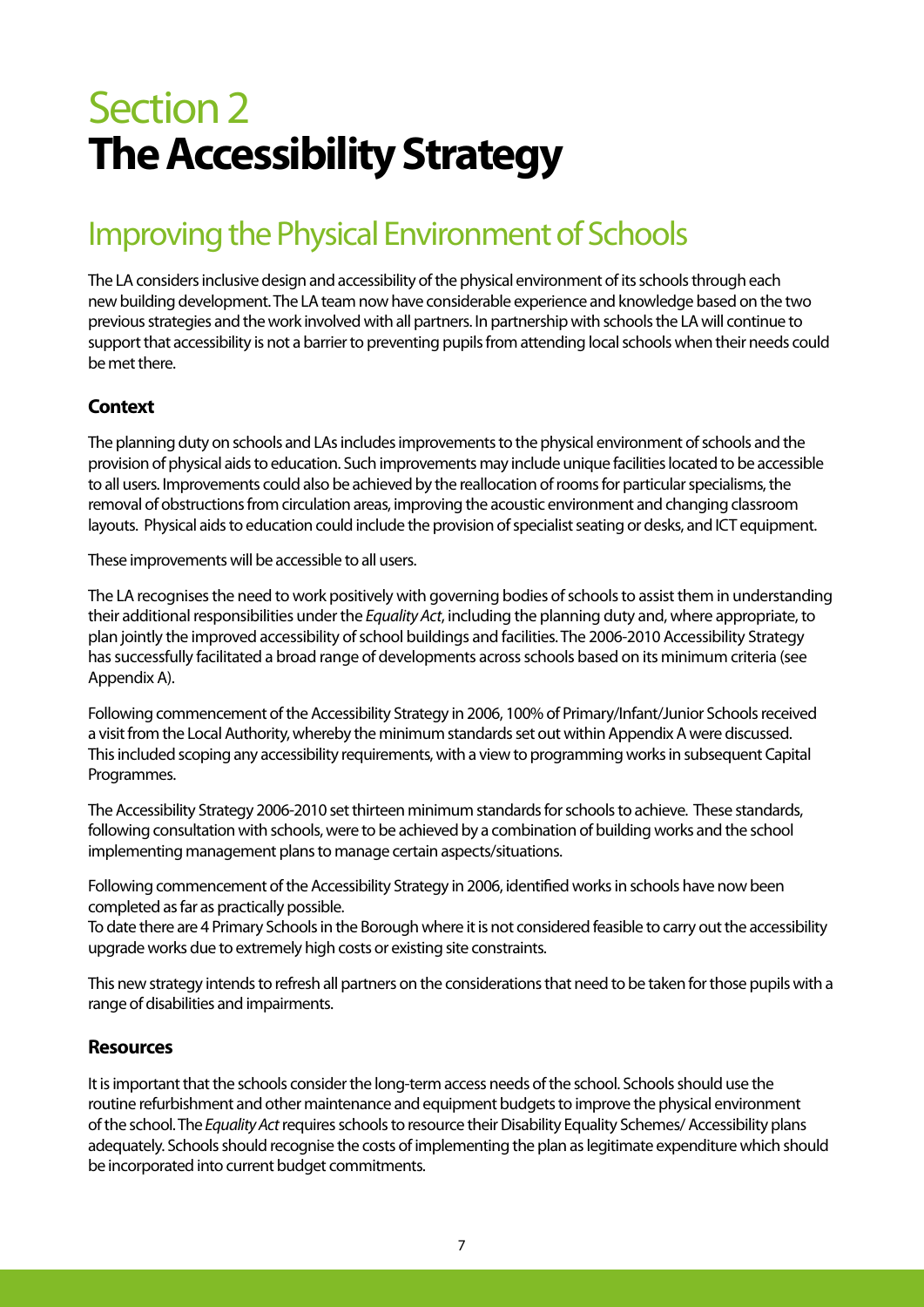# Section 2
# **The Accessibility Strategy**

## Improving the Physical Environment of Schools

The LA considers inclusive design and accessibility of the physical environment of its schools through each new building development. The LA team now have considerable experience and knowledge based on the two previous strategies and the work involved with all partners. In partnership with schools the LA will continue to support that accessibility is not a barrier to preventing pupils from attending local schools when their needs could be met there.

### Context

The planning duty on schools and LAs includes improvements to the physical environment of schools and the provision of physical aids to education. Such improvements may include unique facilities located to be accessible to all users. Improvements could also be achieved by the reallocation of rooms for particular specialisms, the removal of obstructions from circulation areas, improving the acoustic environment and changing classroom layouts. Physical aids to education could include the provision of specialist seating or desks, and ICT equipment.

These improvements will be accessible to all users.

The LA recognises the need to work positively with governing bodies of schools to assist them in understanding their additional responsibilities under the *Equality Act*, including the planning duty and, where appropriate, to plan jointly the improved accessibility of school buildings and facilities. The 2006-2010 Accessibility Strategy has successfully facilitated a broad range of developments across schools based on its minimum criteria (see Appendix A).

Following commencement of the Accessibility Strategy in 2006, 100% of Primary/Infant/Junior Schools received a visit from the Local Authority, whereby the minimum standards set out within Appendix A were discussed. This included scoping any accessibility requirements, with a view to programming works in subsequent Capital Programmes.

The Accessibility Strategy 2006-2010 set thirteen minimum standards for schools to achieve. These standards, following consultation with schools, were to be achieved by a combination of building works and the school implementing management plans to manage certain aspects/situations.

Following commencement of the Accessibility Strategy in 2006, identified works in schools have now been completed as far as practically possible.
To date there are 4 Primary Schools in the Borough where it is not considered feasible to carry out the accessibility upgrade works due to extremely high costs or existing site constraints.

This new strategy intends to refresh all partners on the considerations that need to be taken for those pupils with a range of disabilities and impairments.

### Resources

It is important that the schools consider the long-term access needs of the school. Schools should use the routine refurbishment and other maintenance and equipment budgets to improve the physical environment of the school. The *Equality Act* requires schools to resource their Disability Equality Schemes/ Accessibility plans adequately. Schools should recognise the costs of implementing the plan as legitimate expenditure which should be incorporated into current budget commitments.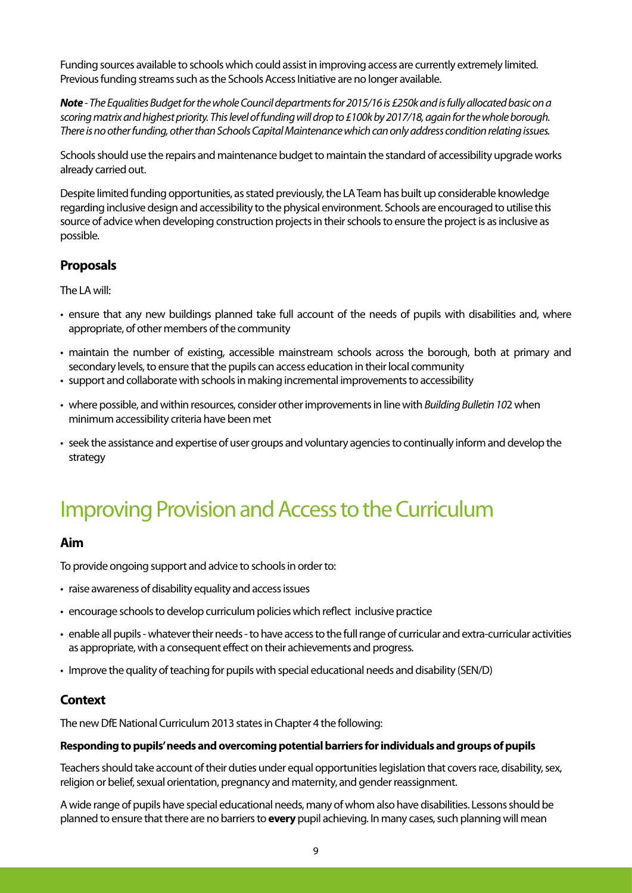Funding sources available to schools which could assist in improving access are currently extremely limited. Previous funding streams such as the Schools Access Initiative are no longer available.

***Note** - The Equalities Budget for the whole Council departments for 2015/16 is £250k and is fully allocated basic on a scoring matrix and highest priority. This level of funding will drop to £100k by 2017/18, again for the whole borough. There is no other funding, other than Schools Capital Maintenance which can only address condition relating issues.*

Schools should use the repairs and maintenance budget to maintain the standard of accessibility upgrade works already carried out.

Despite limited funding opportunities, as stated previously, the LA Team has built up considerable knowledge regarding inclusive design and accessibility to the physical environment. Schools are encouraged to utilise this source of advice when developing construction projects in their schools to ensure the project is as inclusive as possible.

### Proposals

The LA will:

- ensure that any new buildings planned take full account of the needs of pupils with disabilities and, where appropriate, of other members of the community
- maintain the number of existing, accessible mainstream schools across the borough, both at primary and secondary levels, to ensure that the pupils can access education in their local community
- support and collaborate with schools in making incremental improvements to accessibility
- where possible, and within resources, consider other improvements in line with *Building Bulletin 102* when minimum accessibility criteria have been met
- seek the assistance and expertise of user groups and voluntary agencies to continually inform and develop the strategy

## Improving Provision and Access to the Curriculum

### Aim

To provide ongoing support and advice to schools in order to:

- raise awareness of disability equality and access issues
- encourage schools to develop curriculum policies which reflect inclusive practice
- enable all pupils - whatever their needs - to have access to the full range of curricular and extra-curricular activities as appropriate, with a consequent effect on their achievements and progress.
- Improve the quality of teaching for pupils with special educational needs and disability (SEN/D)

### Context

The new DfE National Curriculum 2013 states in Chapter 4 the following:

**Responding to pupils' needs and overcoming potential barriers for individuals and groups of pupils**

Teachers should take account of their duties under equal opportunities legislation that covers race, disability, sex, religion or belief, sexual orientation, pregnancy and maternity, and gender reassignment.

A wide range of pupils have special educational needs, many of whom also have disabilities. Lessons should be planned to ensure that there are no barriers to **every** pupil achieving. In many cases, such planning will mean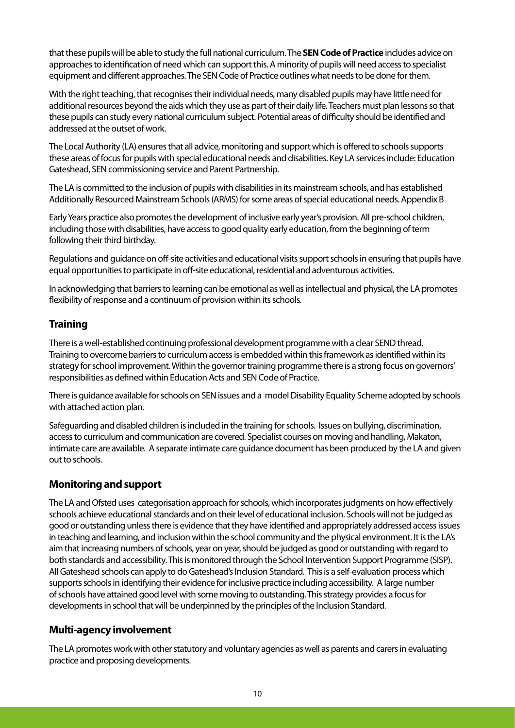that these pupils will be able to study the full national curriculum. The **SEN Code of Practice** includes advice on approaches to identification of need which can support this. A minority of pupils will need access to specialist equipment and different approaches. The SEN Code of Practice outlines what needs to be done for them.

With the right teaching, that recognises their individual needs, many disabled pupils may have little need for additional resources beyond the aids which they use as part of their daily life. Teachers must plan lessons so that these pupils can study every national curriculum subject. Potential areas of difficulty should be identified and addressed at the outset of work.

The Local Authority (LA) ensures that all advice, monitoring and support which is offered to schools supports these areas of focus for pupils with special educational needs and disabilities. Key LA services include: Education Gateshead, SEN commissioning service and Parent Partnership.

The LA is committed to the inclusion of pupils with disabilities in its mainstream schools, and has established Additionally Resourced Mainstream Schools (ARMS) for some areas of special educational needs. Appendix B

Early Years practice also promotes the development of inclusive early year's provision. All pre-school children, including those with disabilities, have access to good quality early education, from the beginning of term following their third birthday.

Regulations and guidance on off-site activities and educational visits support schools in ensuring that pupils have equal opportunities to participate in off-site educational, residential and adventurous activities.

In acknowledging that barriers to learning can be emotional as well as intellectual and physical, the LA promotes flexibility of response and a continuum of provision within its schools.

## Training

There is a well-established continuing professional development programme with a clear SEND thread. Training to overcome barriers to curriculum access is embedded within this framework as identified within its strategy for school improvement. Within the governor training programme there is a strong focus on governors' responsibilities as defined within Education Acts and SEN Code of Practice.

There is guidance available for schools on SEN issues and a model Disability Equality Scheme adopted by schools with attached action plan.

Safeguarding and disabled children is included in the training for schools. Issues on bullying, discrimination, access to curriculum and communication are covered. Specialist courses on moving and handling, Makaton, intimate care are available. A separate intimate care guidance document has been produced by the LA and given out to schools.

## Monitoring and support

The LA and Ofsted uses categorisation approach for schools, which incorporates judgments on how effectively schools achieve educational standards and on their level of educational inclusion. Schools will not be judged as good or outstanding unless there is evidence that they have identified and appropriately addressed access issues in teaching and learning, and inclusion within the school community and the physical environment. It is the LA's aim that increasing numbers of schools, year on year, should be judged as good or outstanding with regard to both standards and accessibility. This is monitored through the School Intervention Support Programme (SISP). All Gateshead schools can apply to do Gateshead's Inclusion Standard. This is a self-evaluation process which supports schools in identifying their evidence for inclusive practice including accessibility. A large number of schools have attained good level with some moving to outstanding. This strategy provides a focus for developments in school that will be underpinned by the principles of the Inclusion Standard.

## Multi-agency involvement

The LA promotes work with other statutory and voluntary agencies as well as parents and carers in evaluating practice and proposing developments.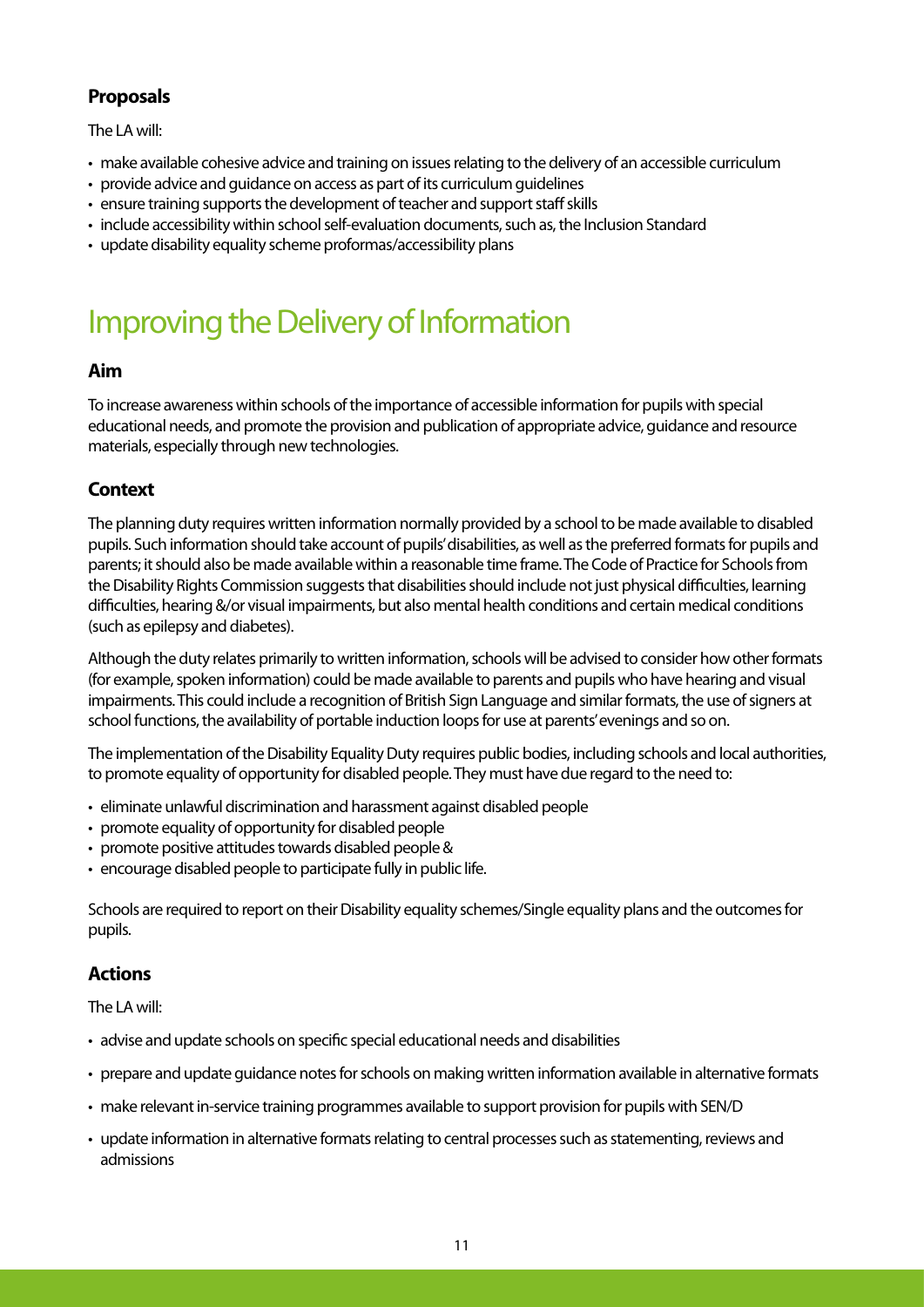### Proposals

The LA will:

- make available cohesive advice and training on issues relating to the delivery of an accessible curriculum
- provide advice and guidance on access as part of its curriculum guidelines
- ensure training supports the development of teacher and support staff skills
- include accessibility within school self-evaluation documents, such as, the Inclusion Standard
- update disability equality scheme proformas/accessibility plans

## Improving the Delivery of Information

### Aim

To increase awareness within schools of the importance of accessible information for pupils with special educational needs, and promote the provision and publication of appropriate advice, guidance and resource materials, especially through new technologies.

### Context

The planning duty requires written information normally provided by a school to be made available to disabled pupils. Such information should take account of pupils' disabilities, as well as the preferred formats for pupils and parents; it should also be made available within a reasonable time frame. The Code of Practice for Schools from the Disability Rights Commission suggests that disabilities should include not just physical difficulties, learning difficulties, hearing &/or visual impairments, but also mental health conditions and certain medical conditions (such as epilepsy and diabetes).

Although the duty relates primarily to written information, schools will be advised to consider how other formats (for example, spoken information) could be made available to parents and pupils who have hearing and visual impairments. This could include a recognition of British Sign Language and similar formats, the use of signers at school functions, the availability of portable induction loops for use at parents' evenings and so on.

The implementation of the Disability Equality Duty requires public bodies, including schools and local authorities, to promote equality of opportunity for disabled people. They must have due regard to the need to:

- eliminate unlawful discrimination and harassment against disabled people
- promote equality of opportunity for disabled people
- promote positive attitudes towards disabled people &
- encourage disabled people to participate fully in public life.

Schools are required to report on their Disability equality schemes/Single equality plans and the outcomes for pupils.

### Actions

The LA will:

- advise and update schools on specific special educational needs and disabilities
- prepare and update guidance notes for schools on making written information available in alternative formats
- make relevant in-service training programmes available to support provision for pupils with SEN/D
- update information in alternative formats relating to central processes such as statementing, reviews and admissions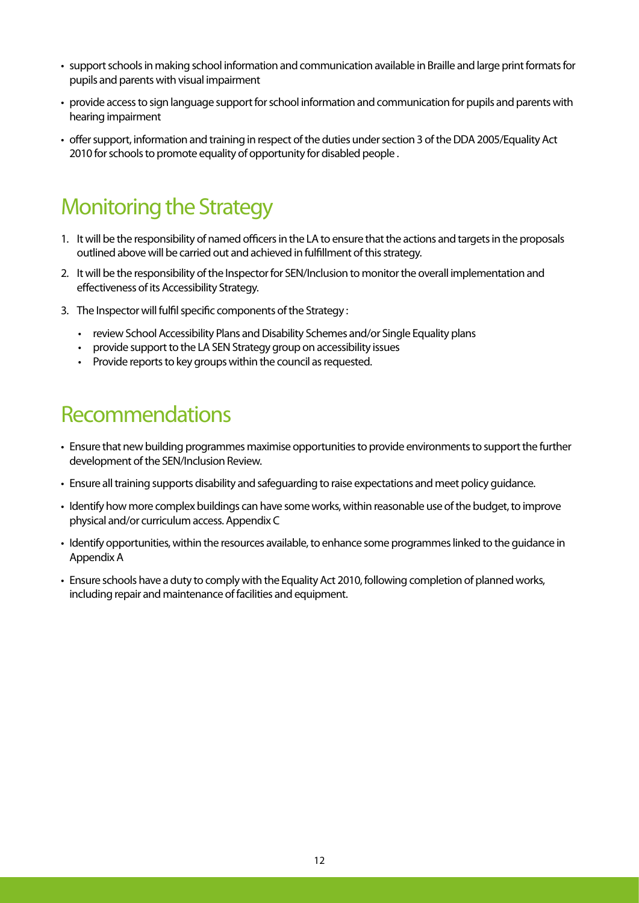- support schools in making school information and communication available in Braille and large print formats for pupils and parents with visual impairment
- provide access to sign language support for school information and communication for pupils and parents with hearing impairment
- offer support, information and training in respect of the duties under section 3 of the DDA 2005/Equality Act 2010 for schools to promote equality of opportunity for disabled people .

## Monitoring the Strategy

1. It will be the responsibility of named officers in the LA to ensure that the actions and targets in the proposals outlined above will be carried out and achieved in fulfillment of this strategy.
2. It will be the responsibility of the Inspector for SEN/Inclusion to monitor the overall implementation and effectiveness of its Accessibility Strategy.
3. The Inspector will fulfil specific components of the Strategy :
   - review School Accessibility Plans and Disability Schemes and/or Single Equality plans
   - provide support to the LA SEN Strategy group on accessibility issues
   - Provide reports to key groups within the council as requested.

## Recommendations

- Ensure that new building programmes maximise opportunities to provide environments to support the further development of the SEN/Inclusion Review.
- Ensure all training supports disability and safeguarding to raise expectations and meet policy guidance.
- Identify how more complex buildings can have some works, within reasonable use of the budget, to improve physical and/or curriculum access. Appendix C
- Identify opportunities, within the resources available, to enhance some programmes linked to the guidance in Appendix A
- Ensure schools have a duty to comply with the Equality Act 2010, following completion of planned works, including repair and maintenance of facilities and equipment.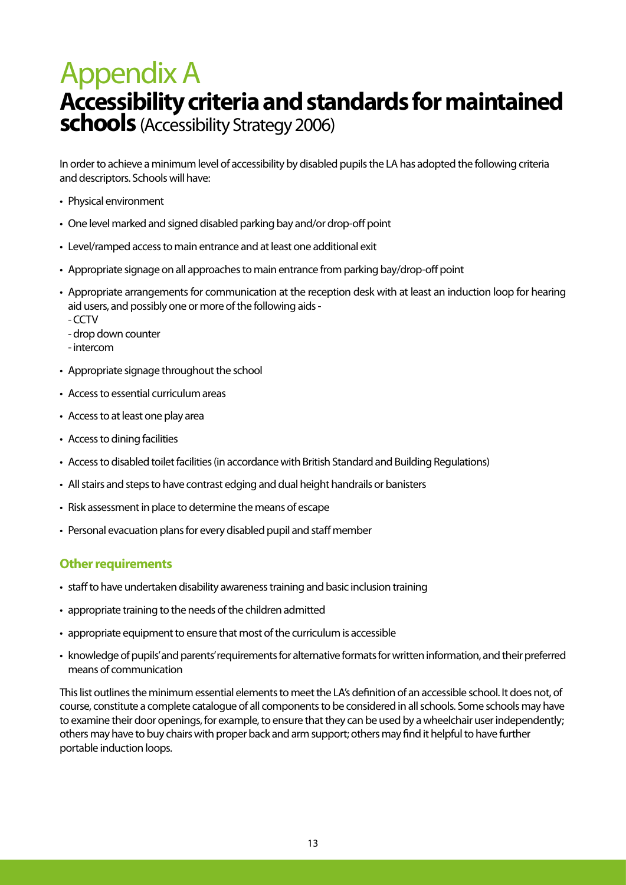# Appendix A

## Accessibility criteria and standards for maintained schools (Accessibility Strategy 2006)

In order to achieve a minimum level of accessibility by disabled pupils the LA has adopted the following criteria and descriptors. Schools will have:

- Physical environment
- One level marked and signed disabled parking bay and/or drop-off point
- Level/ramped access to main entrance and at least one additional exit
- Appropriate signage on all approaches to main entrance from parking bay/drop-off point
- Appropriate arrangements for communication at the reception desk with at least an induction loop for hearing aid users, and possibly one or more of the following aids -
  - CCTV
  - drop down counter
  - intercom
- Appropriate signage throughout the school
- Access to essential curriculum areas
- Access to at least one play area
- Access to dining facilities
- Access to disabled toilet facilities (in accordance with British Standard and Building Regulations)
- All stairs and steps to have contrast edging and dual height handrails or banisters
- Risk assessment in place to determine the means of escape
- Personal evacuation plans for every disabled pupil and staff member

### Other requirements

- staff to have undertaken disability awareness training and basic inclusion training
- appropriate training to the needs of the children admitted
- appropriate equipment to ensure that most of the curriculum is accessible
- knowledge of pupils' and parents' requirements for alternative formats for written information, and their preferred means of communication

This list outlines the minimum essential elements to meet the LA's definition of an accessible school. It does not, of course, constitute a complete catalogue of all components to be considered in all schools. Some schools may have to examine their door openings, for example, to ensure that they can be used by a wheelchair user independently; others may have to buy chairs with proper back and arm support; others may find it helpful to have further portable induction loops.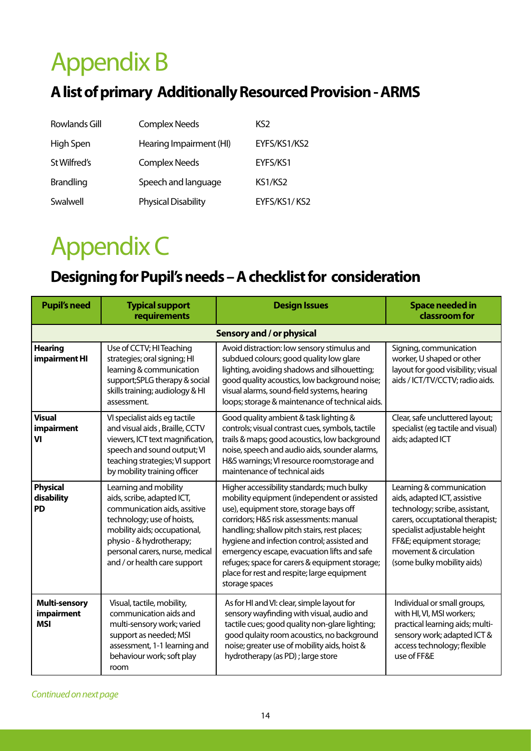# Appendix B

## A list of primary Additionally Resourced Provision - ARMS

| | | |
|---|---|---|
| Rowlands Gill | Complex Needs | KS2 |
| High Spen | Hearing Impairment (HI) | EYFS/KS1/KS2 |
| St Wilfred's | Complex Needs | EYFS/KS1 |
| Brandling | Speech and language | KS1/KS2 |
| Swalwell | Physical Disability | EYFS/KS1/ KS2 |

# Appendix C

## Designing for Pupil's needs – A checklist for consideration

| Pupil's need | Typical support requirements | Design Issues | Space needed in classroom for |
|---|---|---|---|
| | | **Sensory and / or physical** | |
| **Hearing impairment HI** | Use of CCTV; HI Teaching strategies; oral signing; HI learning & communication support;SPLG therapy & social skills training; audiology & HI assessment. | Avoid distraction: low sensory stimulus and subdued colours; good quality low glare lighting, avoiding shadows and silhouetting; good quality acoustics, low background noise; visual alarms, sound-field systems, hearing loops; storage & maintenance of technical aids. | Signing, communication worker, U shaped or other layout for good visibility; visual aids / ICT/TV/CCTV; radio aids. |
| **Visual impairment VI** | VI specialist aids eg tactile and visual aids , Braille, CCTV viewers, ICT text magnification, speech and sound output; VI teaching strategies; VI support by mobility training officer | Good quality ambient & task lighting & controls; visual contrast cues, symbols, tactile trails & maps; good acoustics, low background noise, speech and audio aids, sounder alarms, H&S warnings; VI resource room;storage and maintenance of technical aids | Clear, safe uncluttered layout; specialist (eg tactile and visual) aids; adapted ICT |
| **Physical disability PD** | Learning and mobility aids, scribe, adapted ICT, communication aids, assitive technology; use of hoists, mobility aids; occupational, physio - & hydrotherapy; personal carers, nurse, medical and / or health care support | Higher accessibility standards; much bulky mobility equipment (independent or assisted use), equipment store, storage bays off corridors; H&S risk assessments: manual handling; shallow pitch stairs, rest places; hygiene and infection control; assisted and emergency escape, evacuation lifts and safe refuges; space for carers & equipment storage; place for rest and respite; large equipment storage spaces | Learning & communication aids, adapted ICT, assistive technology; scribe, assistant, carers, occuptational therapist; specialist adjustable height FF&E; equipment storage; movement & circulation (some bulky mobility aids) |
| **Multi-sensory impairment MSI** | Visual, tactile, mobility, communication aids and multi-sensory work; varied support as needed; MSI assessment, 1-1 learning and behaviour work; soft play room | As for HI and VI: clear, simple layout for sensory wayfinding with visual, audio and tactile cues; good quality non-glare lighting; good qulaity room acoustics, no background noise; greater use of mobility aids, hoist & hydrotherapy (as PD) ; large store | Individual or small groups, with HI, VI, MSI workers; practical learning aids; multi-sensory work; adapted ICT & access technology; flexible use of FF&E |

*Continued on next page*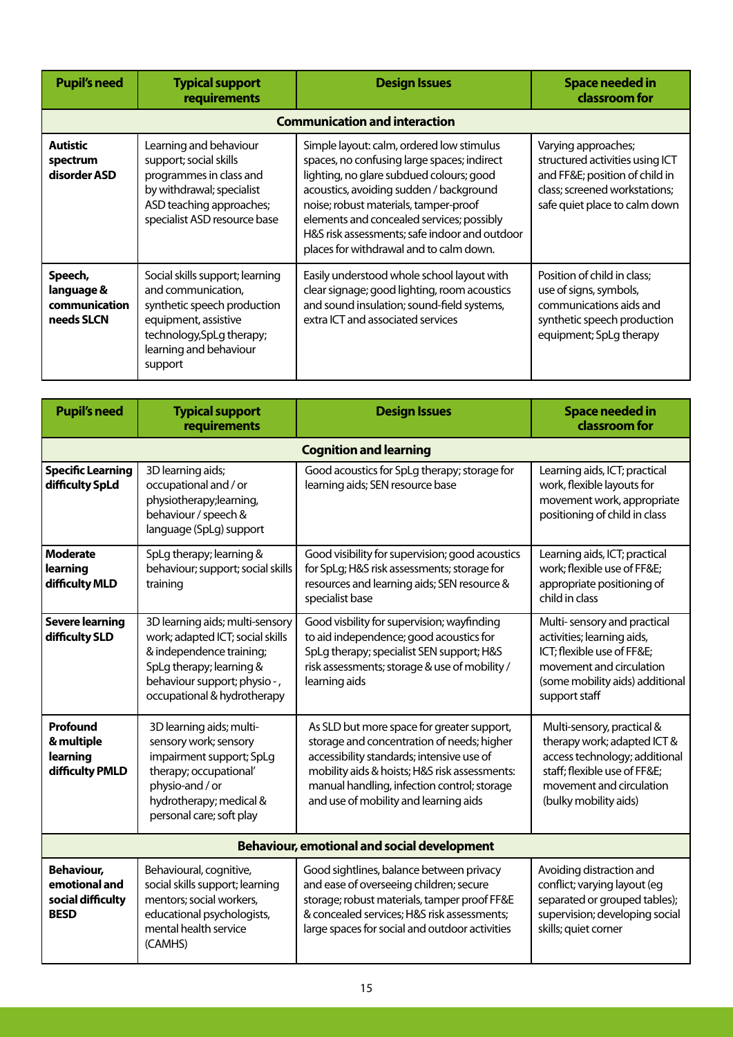| Pupil's need | Typical support requirements | Design Issues | Space needed in classroom for |
|---|---|---|---|
| **Communication and interaction** | | | |
| **Autistic spectrum disorder ASD** | Learning and behaviour support; social skills programmes in class and by withdrawal; specialist ASD teaching approaches; specialist ASD resource base | Simple layout: calm, ordered low stimulus spaces, no confusing large spaces; indirect lighting, no glare subdued colours; good acoustics, avoiding sudden / background noise; robust materials, tamper-proof elements and concealed services; possibly H&S risk assessments; safe indoor and outdoor places for withdrawal and to calm down. | Varying approaches; structured activities using ICT and FF&E; position of child in class; screened workstations; safe quiet place to calm down |
| **Speech, language & communication needs SLCN** | Social skills support; learning and communication, synthetic speech production equipment, assistive technology,SpLg therapy; learning and behaviour support | Easily understood whole school layout with clear signage; good lighting, room acoustics and sound insulation; sound-field systems, extra ICT and associated services | Position of child in class; use of signs, symbols, communications aids and synthetic speech production equipment; SpLg therapy |

| Pupil's need | Typical support requirements | Design Issues | Space needed in classroom for |
|---|---|---|---|
| **Cognition and learning** | | | |
| **Specific Learning difficulty SpLd** | 3D learning aids; occupational and / or physiotherapy;learning, behaviour / speech & language (SpLg) support | Good acoustics for SpLg therapy; storage for learning aids; SEN resource base | Learning aids, ICT; practical work, flexible layouts for movement work, appropriate positioning of child in class |
| **Moderate learning difficulty MLD** | SpLg therapy; learning & behaviour; support; social skills training | Good visibility for supervision; good acoustics for SpLg; H&S risk assessments; storage for resources and learning aids; SEN resource & specialist base | Learning aids, ICT; practical work; flexible use of FF&E; appropriate positioning of child in class |
| **Severe learning difficulty SLD** | 3D learning aids; multi-sensory work; adapted ICT; social skills & independence training; SpLg therapy; learning & behaviour support; physio -, occupational & hydrotherapy | Good visbility for supervision; wayfinding to aid independence; good acoustics for SpLg therapy; specialist SEN support; H&S risk assessments; storage & use of mobility / learning aids | Multi- sensory and practical activities; learning aids, ICT; flexible use of FF&E; movement and circulation (some mobility aids) additional support staff |
| **Profound & multiple learning difficulty PMLD** | 3D learning aids; multi-sensory work; sensory impairment support; SpLg therapy; occupational' physio-and / or hydrotherapy; medical & personal care; soft play | As SLD but more space for greater support, storage and concentration of needs; higher accessibility standards; intensive use of mobility aids & hoists; H&S risk assessments: manual handling, infection control; storage and use of mobility and learning aids | Multi-sensory, practical & therapy work; adapted ICT & access technology; additional staff; flexible use of FF&E; movement and circulation (bulky mobility aids) |
| **Behaviour, emotional and social development** | | | |
| **Behaviour, emotional and social difficulty BESD** | Behavioural, cognitive, social skills support; learning mentors; social workers, educational psychologists, mental health service (CAMHS) | Good sightlines, balance between privacy and ease of overseeing children; secure storage; robust materials, tamper proof FF&E & concealed services; H&S risk assessments; large spaces for social and outdoor activities | Avoiding distraction and conflict; varying layout (eg separated or grouped tables); supervision; developing social skills; quiet corner |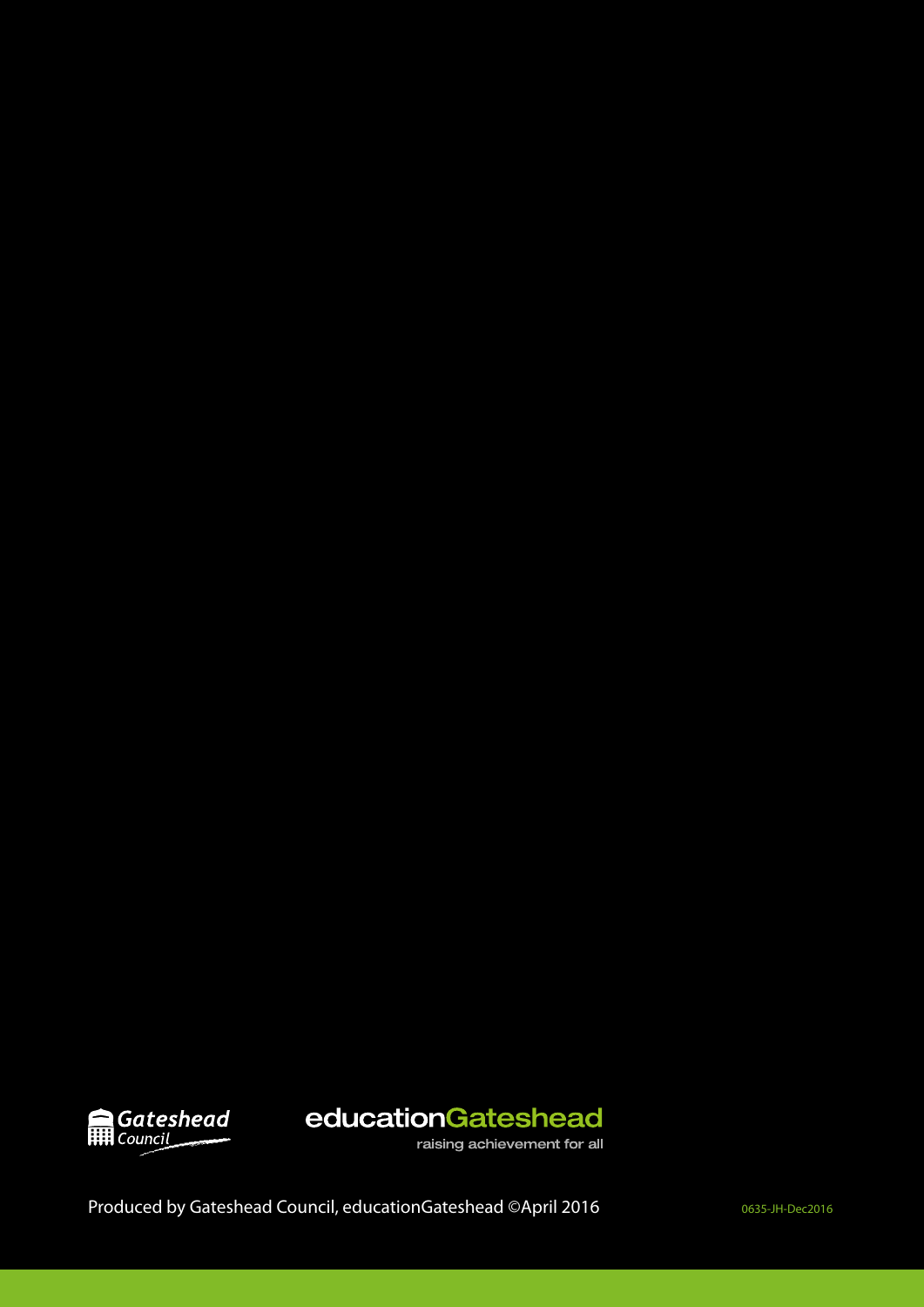Gateshead Council

educationGateshead

raising achievement for all

Produced by Gateshead Council, educationGateshead ©April 2016

0635-JH-Dec2016